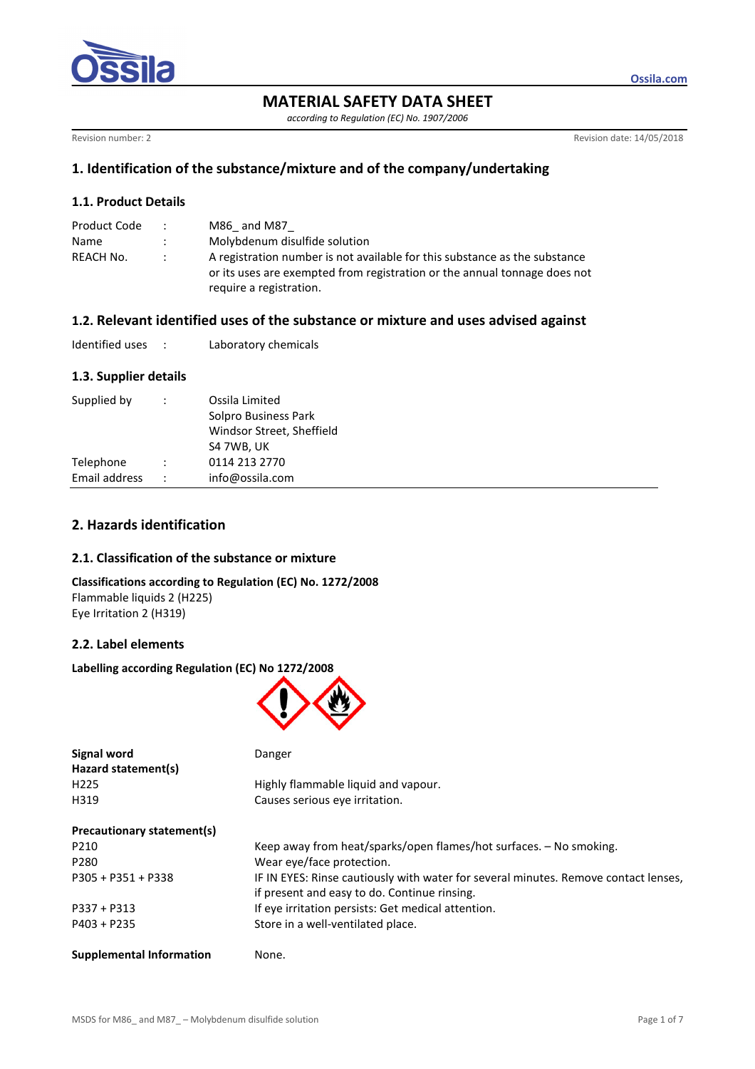# MATERIAL SAFETY DATA SHEET

*according to Regulation (EC) No. 1907/2006*

Revision number: 2 | Revision date: 14/05/2018

## 1. Identification of the substance/mixture and of the company/undertaking

### 1.1. Product Details

| | | |
|---|---|---|
| Product Code | : | M86_ and M87_ |
| Name | : | Molybdenum disulfide solution |
| REACH No. | : | A registration number is not available for this substance as the substance or its uses are exempted from registration or the annual tonnage does not require a registration. |

### 1.2. Relevant identified uses of the substance or mixture and uses advised against

| | | |
|---|---|---|
| Identified uses | : | Laboratory chemicals |

### 1.3. Supplier details

| | | |
|---|---|---|
| Supplied by | : | Ossila Limited<br>Solpro Business Park<br>Windsor Street, Sheffield<br>S4 7WB, UK |
| Telephone | : | 0114 213 2770 |
| Email address | : | info@ossila.com |

## 2. Hazards identification

### 2.1. Classification of the substance or mixture

**Classifications according to Regulation (EC) No. 1272/2008**

Flammable liquids 2 (H225)

Eye Irritation 2 (H319)

### 2.2. Label elements

**Labelling according Regulation (EC) No 1272/2008**

**Signal word** Danger

**Hazard statement(s)**

| | |
|---|---|
| H225 | Highly flammable liquid and vapour. |
| H319 | Causes serious eye irritation. |

**Precautionary statement(s)**

| | |
|---|---|
| P210 | Keep away from heat/sparks/open flames/hot surfaces. – No smoking. |
| P280 | Wear eye/face protection. |
| P305 + P351 + P338 | IF IN EYES: Rinse cautiously with water for several minutes. Remove contact lenses, if present and easy to do. Continue rinsing. |
| P337 + P313 | If eye irritation persists: Get medical attention. |
| P403 + P235 | Store in a well-ventilated place. |

**Supplemental Information** None.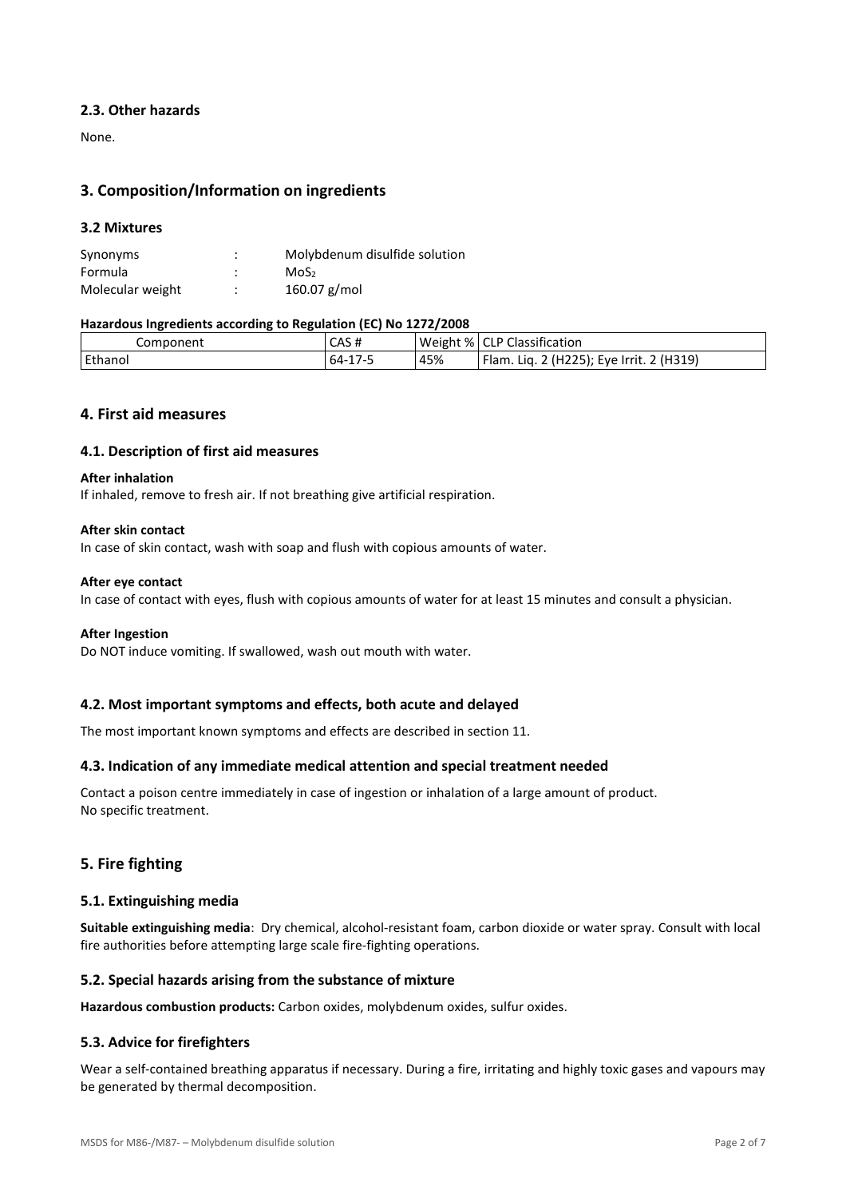### 2.3. Other hazards

None.

## 3. Composition/Information on ingredients

### 3.2 Mixtures

| | | |
|---|---|---|
| Synonyms | : | Molybdenum disulfide solution |
| Formula | : | $MoS_2$ |
| Molecular weight | : | 160.07 g/mol |

**Hazardous Ingredients according to Regulation (EC) No 1272/2008**

| Component | CAS # | Weight % | CLP Classification |
|---|---|---|---|
| Ethanol | 64-17-5 | 45% | Flam. Liq. 2 (H225); Eye Irrit. 2 (H319) |

## 4. First aid measures

### 4.1. Description of first aid measures

**After inhalation**

If inhaled, remove to fresh air. If not breathing give artificial respiration.

**After skin contact**

In case of skin contact, wash with soap and flush with copious amounts of water.

**After eye contact**

In case of contact with eyes, flush with copious amounts of water for at least 15 minutes and consult a physician.

**After Ingestion**

Do NOT induce vomiting. If swallowed, wash out mouth with water.

### 4.2. Most important symptoms and effects, both acute and delayed

The most important known symptoms and effects are described in section 11.

### 4.3. Indication of any immediate medical attention and special treatment needed

Contact a poison centre immediately in case of ingestion or inhalation of a large amount of product.
No specific treatment.

## 5. Fire fighting

### 5.1. Extinguishing media

**Suitable extinguishing media**: Dry chemical, alcohol-resistant foam, carbon dioxide or water spray. Consult with local fire authorities before attempting large scale fire-fighting operations.

### 5.2. Special hazards arising from the substance of mixture

**Hazardous combustion products:** Carbon oxides, molybdenum oxides, sulfur oxides.

### 5.3. Advice for firefighters

Wear a self-contained breathing apparatus if necessary. During a fire, irritating and highly toxic gases and vapours may be generated by thermal decomposition.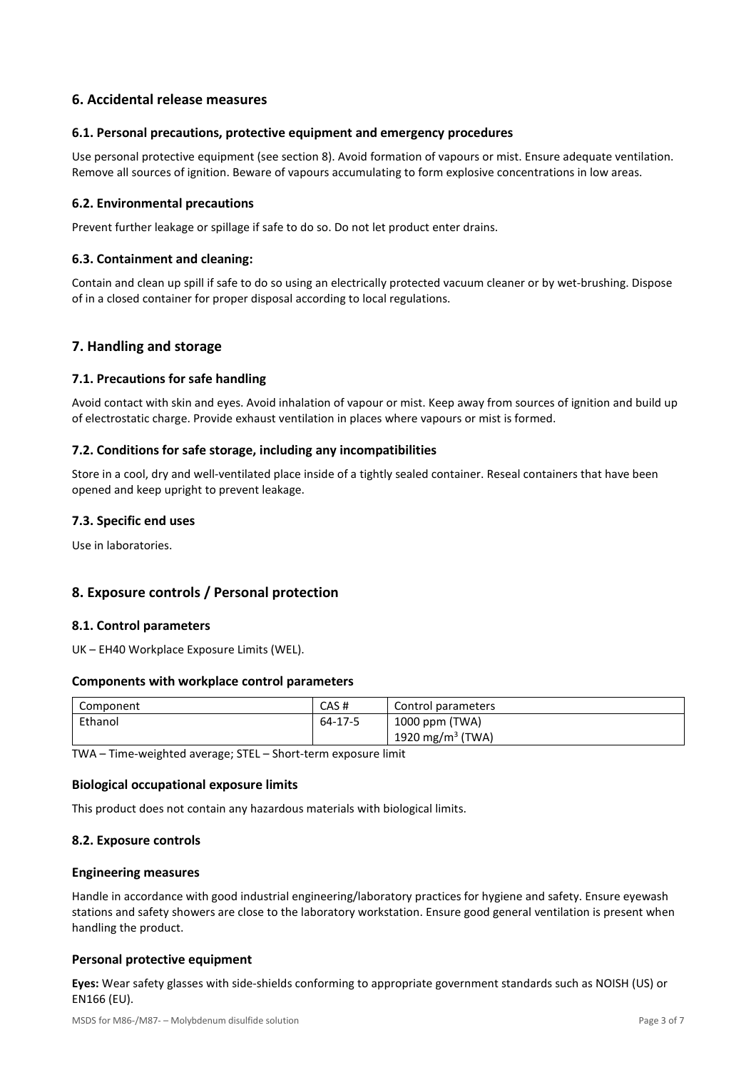## 6. Accidental release measures

### 6.1. Personal precautions, protective equipment and emergency procedures

Use personal protective equipment (see section 8). Avoid formation of vapours or mist. Ensure adequate ventilation. Remove all sources of ignition. Beware of vapours accumulating to form explosive concentrations in low areas.

### 6.2. Environmental precautions

Prevent further leakage or spillage if safe to do so. Do not let product enter drains.

### 6.3. Containment and cleaning:

Contain and clean up spill if safe to do so using an electrically protected vacuum cleaner or by wet-brushing. Dispose of in a closed container for proper disposal according to local regulations.

## 7. Handling and storage

### 7.1. Precautions for safe handling

Avoid contact with skin and eyes. Avoid inhalation of vapour or mist. Keep away from sources of ignition and build up of electrostatic charge. Provide exhaust ventilation in places where vapours or mist is formed.

### 7.2. Conditions for safe storage, including any incompatibilities

Store in a cool, dry and well-ventilated place inside of a tightly sealed container. Reseal containers that have been opened and keep upright to prevent leakage.

### 7.3. Specific end uses

Use in laboratories.

## 8. Exposure controls / Personal protection

### 8.1. Control parameters

UK – EH40 Workplace Exposure Limits (WEL).

#### Components with workplace control parameters

| Component | CAS # | Control parameters |
| --- | --- | --- |
| Ethanol | 64-17-5 | 1000 ppm (TWA)<br>1920 $mg/m^3$ (TWA) |

TWA – Time-weighted average; STEL – Short-term exposure limit

#### Biological occupational exposure limits

This product does not contain any hazardous materials with biological limits.

### 8.2. Exposure controls

#### Engineering measures

Handle in accordance with good industrial engineering/laboratory practices for hygiene and safety. Ensure eyewash stations and safety showers are close to the laboratory workstation. Ensure good general ventilation is present when handling the product.

#### Personal protective equipment

**Eyes:** Wear safety glasses with side-shields conforming to appropriate government standards such as NOISH (US) or EN166 (EU).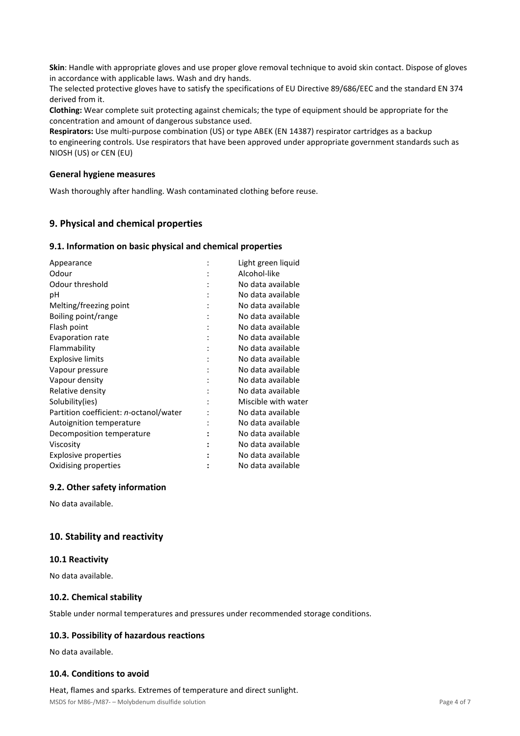**Skin**: Handle with appropriate gloves and use proper glove removal technique to avoid skin contact. Dispose of gloves in accordance with applicable laws. Wash and dry hands.

The selected protective gloves have to satisfy the specifications of EU Directive 89/686/EEC and the standard EN 374 derived from it.

**Clothing:** Wear complete suit protecting against chemicals; the type of equipment should be appropriate for the concentration and amount of dangerous substance used.

**Respirators:** Use multi-purpose combination (US) or type ABEK (EN 14387) respirator cartridges as a backup to engineering controls. Use respirators that have been approved under appropriate government standards such as NIOSH (US) or CEN (EU)

### General hygiene measures

Wash thoroughly after handling. Wash contaminated clothing before reuse.

## 9. Physical and chemical properties

### 9.1. Information on basic physical and chemical properties

| Property | | Value |
|---|---|---|
| Appearance | : | Light green liquid |
| Odour | : | Alcohol-like |
| Odour threshold | : | No data available |
| pH | : | No data available |
| Melting/freezing point | : | No data available |
| Boiling point/range | : | No data available |
| Flash point | : | No data available |
| Evaporation rate | : | No data available |
| Flammability | : | No data available |
| Explosive limits | : | No data available |
| Vapour pressure | : | No data available |
| Vapour density | : | No data available |
| Relative density | : | No data available |
| Solubility(ies) | : | Miscible with water |
| Partition coefficient: *n*-octanol/water | : | No data available |
| Autoignition temperature | : | No data available |
| Decomposition temperature | : | No data available |
| Viscosity | : | No data available |
| Explosive properties | : | No data available |
| Oxidising properties | : | No data available |

### 9.2. Other safety information

No data available.

## 10. Stability and reactivity

### 10.1 Reactivity

No data available.

### 10.2. Chemical stability

Stable under normal temperatures and pressures under recommended storage conditions.

### 10.3. Possibility of hazardous reactions

No data available.

### 10.4. Conditions to avoid

Heat, flames and sparks. Extremes of temperature and direct sunlight.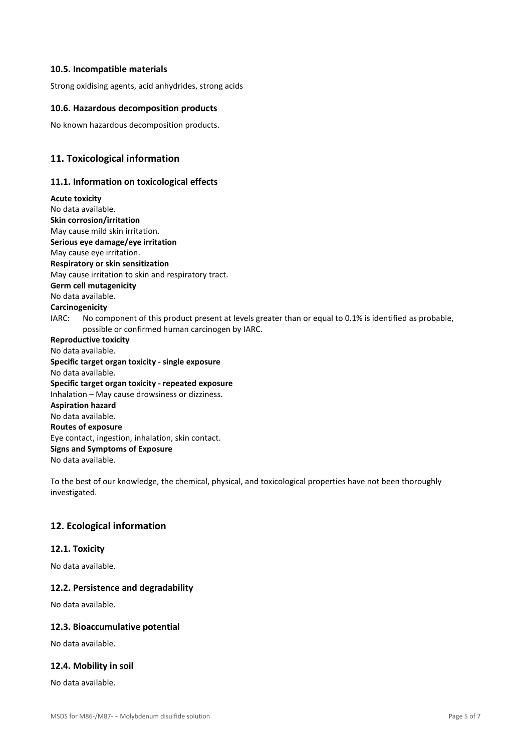### 10.5. Incompatible materials

Strong oxidising agents, acid anhydrides, strong acids

### 10.6. Hazardous decomposition products

No known hazardous decomposition products.

## 11. Toxicological information

### 11.1. Information on toxicological effects

**Acute toxicity**
No data available.
**Skin corrosion/irritation**
May cause mild skin irritation.
**Serious eye damage/eye irritation**
May cause eye irritation.
**Respiratory or skin sensitization**
May cause irritation to skin and respiratory tract.
**Germ cell mutagenicity**
No data available.
**Carcinogenicity**
IARC: No component of this product present at levels greater than or equal to 0.1% is identified as probable, possible or confirmed human carcinogen by IARC.
**Reproductive toxicity**
No data available.
**Specific target organ toxicity - single exposure**
No data available.
**Specific target organ toxicity - repeated exposure**
Inhalation – May cause drowsiness or dizziness.
**Aspiration hazard**
No data available.
**Routes of exposure**
Eye contact, ingestion, inhalation, skin contact.
**Signs and Symptoms of Exposure**
No data available.

To the best of our knowledge, the chemical, physical, and toxicological properties have not been thoroughly investigated.

## 12. Ecological information

### 12.1. Toxicity

No data available.

### 12.2. Persistence and degradability

No data available.

### 12.3. Bioaccumulative potential

No data available.

### 12.4. Mobility in soil

No data available.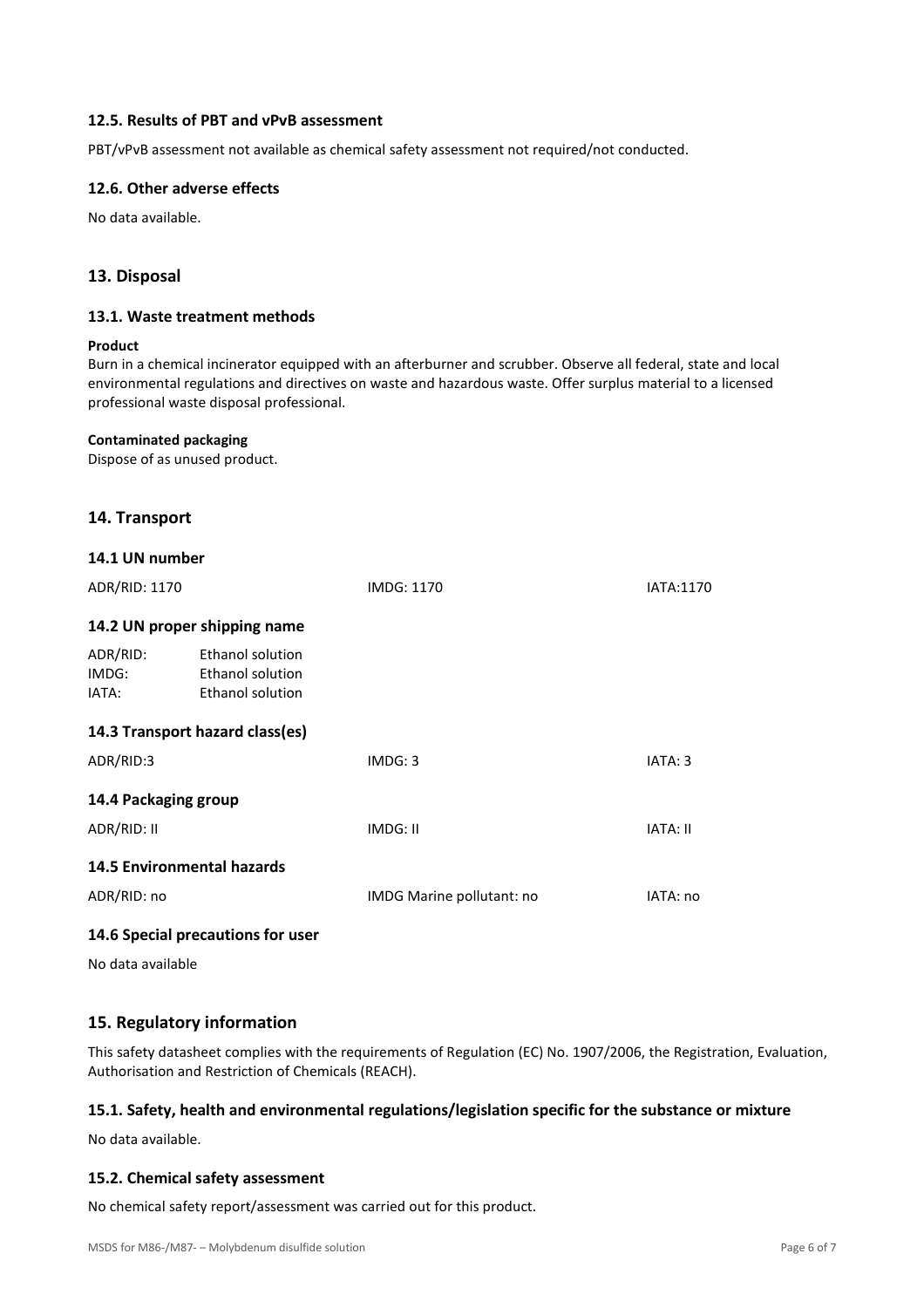### 12.5. Results of PBT and vPvB assessment

PBT/vPvB assessment not available as chemical safety assessment not required/not conducted.

### 12.6. Other adverse effects

No data available.

## 13. Disposal

### 13.1. Waste treatment methods

**Product**
Burn in a chemical incinerator equipped with an afterburner and scrubber. Observe all federal, state and local environmental regulations and directives on waste and hazardous waste. Offer surplus material to a licensed professional waste disposal professional.

**Contaminated packaging**
Dispose of as unused product.

## 14. Transport

### 14.1 UN number

| ADR/RID: 1170 | IMDG: 1170 | IATA:1170 |
|---|---|---|

### 14.2 UN proper shipping name

| | |
|---|---|
| ADR/RID: | Ethanol solution |
| IMDG: | Ethanol solution |
| IATA: | Ethanol solution |

### 14.3 Transport hazard class(es)

| ADR/RID:3 | IMDG: 3 | IATA: 3 |
|---|---|---|

### 14.4 Packaging group

| ADR/RID: II | IMDG: II | IATA: II |
|---|---|---|

### 14.5 Environmental hazards

| ADR/RID: no | IMDG Marine pollutant: no | IATA: no |
|---|---|---|

### 14.6 Special precautions for user

No data available

## 15. Regulatory information

This safety datasheet complies with the requirements of Regulation (EC) No. 1907/2006, the Registration, Evaluation, Authorisation and Restriction of Chemicals (REACH).

### 15.1. Safety, health and environmental regulations/legislation specific for the substance or mixture

No data available.

### 15.2. Chemical safety assessment

No chemical safety report/assessment was carried out for this product.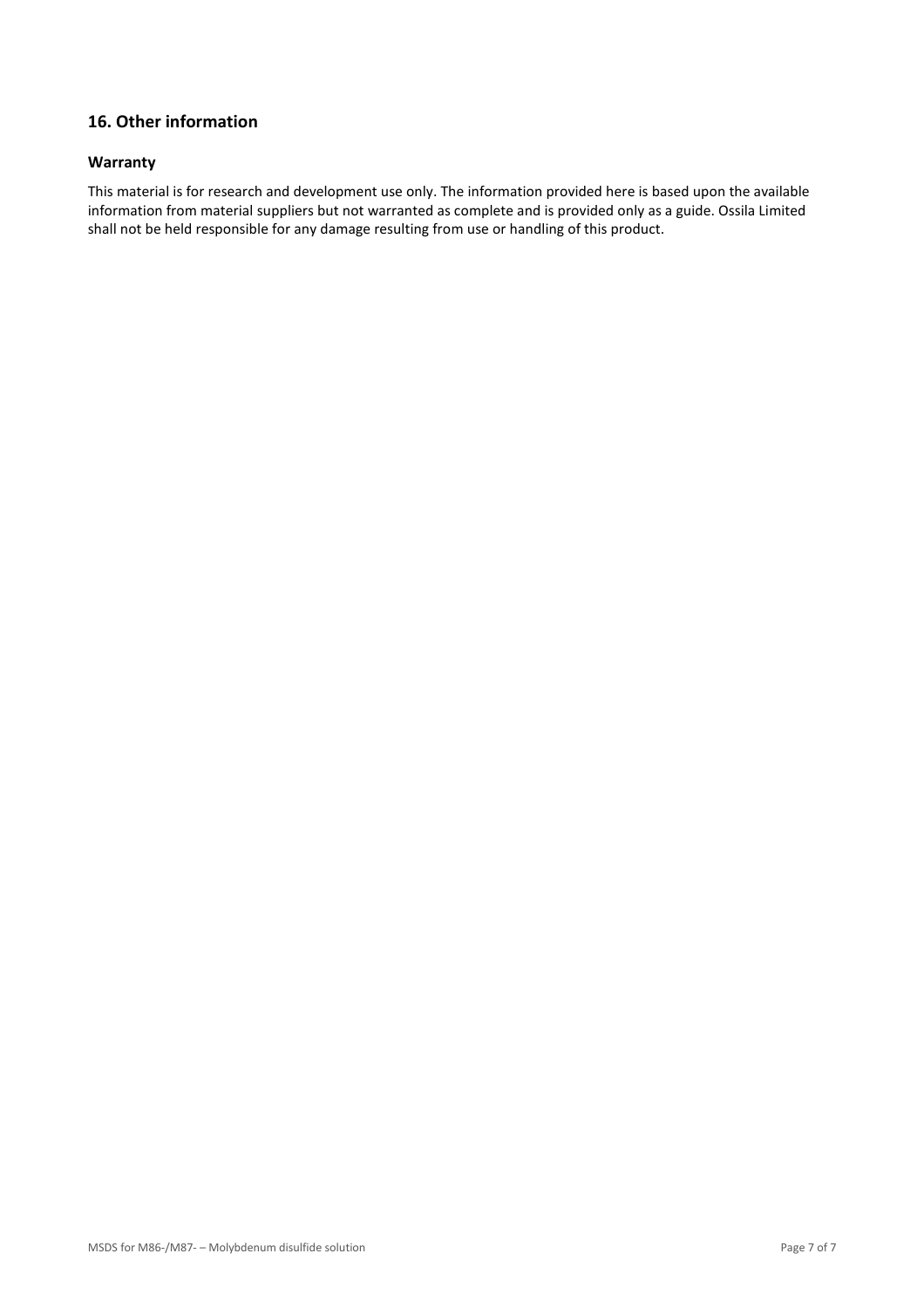## 16. Other information

### Warranty

This material is for research and development use only. The information provided here is based upon the available information from material suppliers but not warranted as complete and is provided only as a guide. Ossila Limited shall not be held responsible for any damage resulting from use or handling of this product.